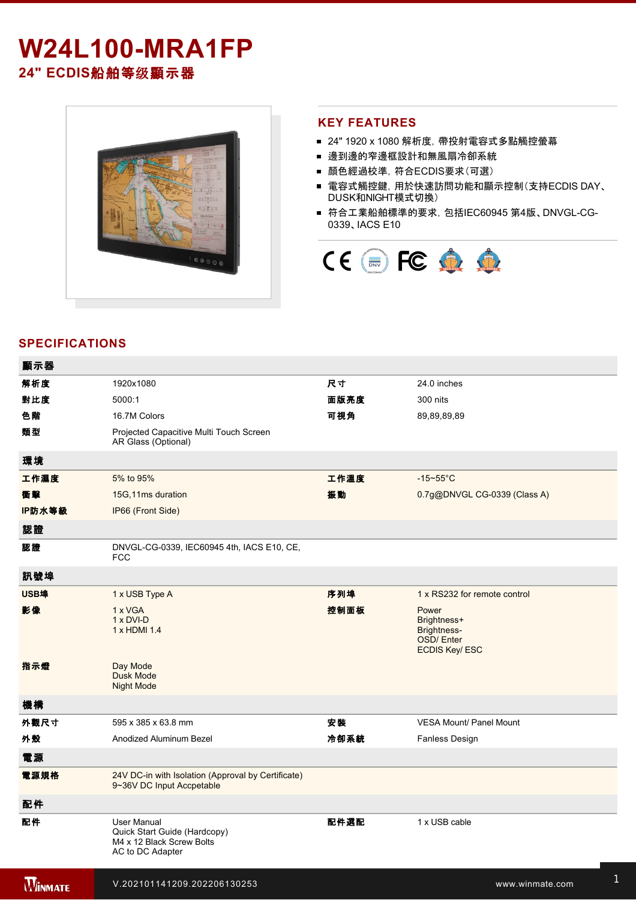# W24L100-MRA1FP

## 24" ECDIS船舶等级顯示器

## KEY FEATURES

- 24" 1920 x 1080 解析度，帶投射電容式多點觸控螢幕
- 邊到邊的窄邊框設計和無風扇冷卻系統
- 顏色經過校準，符合ECDIS要求（可選）
- 電容式觸控鍵，用於快速訪問功能和顯示控制（支持ECDIS DAY、DUSK和NIGHT模式切換）
- 符合工業船舶標準的要求，包括IEC60945 第4版、DNVGL-CG-0339、IACS E10

## SPECIFICATIONS

| 顯示器 | | | |
|---|---|---|---|
| 解析度 | 1920x1080 | 尺寸 | 24.0 inches |
| 對比度 | 5000:1 | 面版亮度 | 300 nits |
| 色階 | 16.7M Colors | 可視角 | 89,89,89,89 |
| 類型 | Projected Capacitive Multi Touch Screen<br>AR Glass (Optional) | | |
| **環境** | | | |
| 工作濕度 | 5% to 95% | 工作溫度 | -15~55°C |
| 衝擊 | 15G,11ms duration | 振動 | 0.7g@DNVGL CG-0339 (Class A) |
| IP防水等級 | IP66 (Front Side) | | |
| **認證** | | | |
| 認證 | DNVGL-CG-0339, IEC60945 4th, IACS E10, CE, FCC | | |
| **訊號埠** | | | |
| USB埠 | 1 x USB Type A | 序列埠 | 1 x RS232 for remote control |
| 影像 | 1 x VGA<br>1 x DVI-D<br>1 x HDMI 1.4 | 控制面板 | Power<br>Brightness+<br>Brightness-<br>OSD/ Enter<br>ECDIS Key/ ESC |
| 指示燈 | Day Mode<br>Dusk Mode<br>Night Mode | | |
| **機構** | | | |
| 外觀尺寸 | 595 x 385 x 63.8 mm | 安裝 | VESA Mount/ Panel Mount |
| 外殼 | Anodized Aluminum Bezel | 冷卻系統 | Fanless Design |
| **電源** | | | |
| 電源規格 | 24V DC-in with Isolation (Approval by Certificate)<br>9~36V DC Input Accpetable | | |
| **配件** | | | |
| 配件 | User Manual<br>Quick Start Guide (Hardcopy)<br>M4 x 12 Black Screw Bolts<br>AC to DC Adapter | 配件選配 | 1 x USB cable |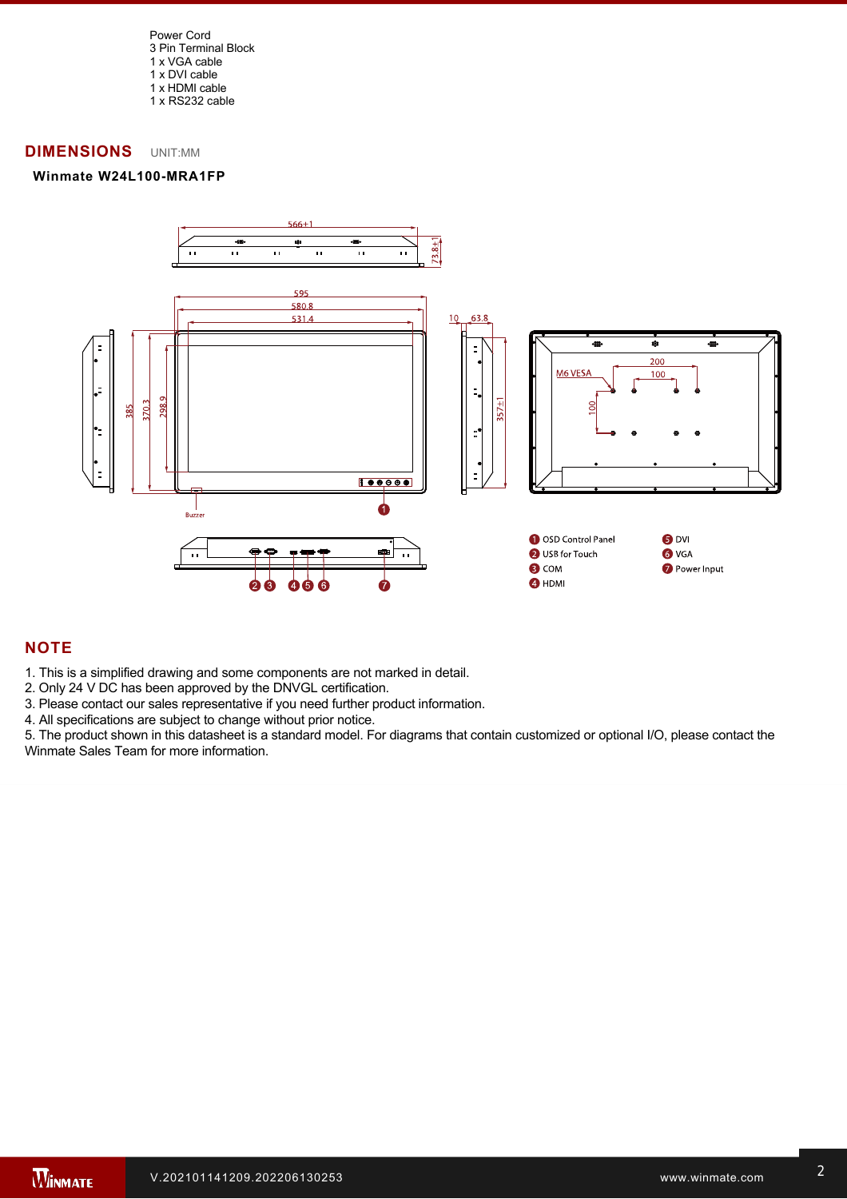Power Cord
3 Pin Terminal Block
1 x VGA cable
1 x DVI cable
1 x HDMI cable
1 x RS232 cable

## DIMENSIONS UNIT:MM

**Winmate W24L100-MRA1FP**

566±1
73.8±1
595
580.8
531.4
10
63.8
385
370.3
298.9
357±1
Buzzer
M6 VESA
200
100
100

1 OSD Control Panel
2 USB for Touch
3 COM
4 HDMI
5 DVI
6 VGA
7 Power Input

## NOTE

1. This is a simplified drawing and some components are not marked in detail.
2. Only 24 V DC has been approved by the DNVGL certification.
3. Please contact our sales representative if you need further product information.
4. All specifications are subject to change without prior notice.
5. The product shown in this datasheet is a standard model. For diagrams that contain customized or optional I/O, please contact the Winmate Sales Team for more information.